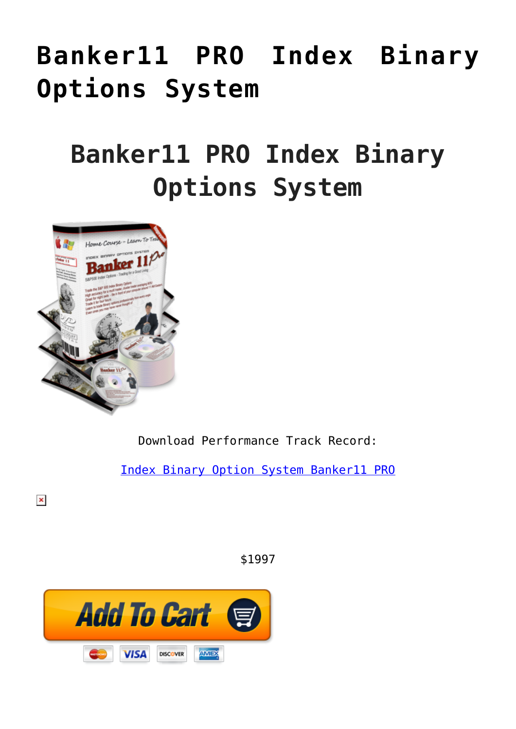# Banker11 PRO Index Binary Options System

## Banker11 PRO Index Binary Options System

Download Performance Track Record:

Index Binary Option System Banker11 PRO

$1997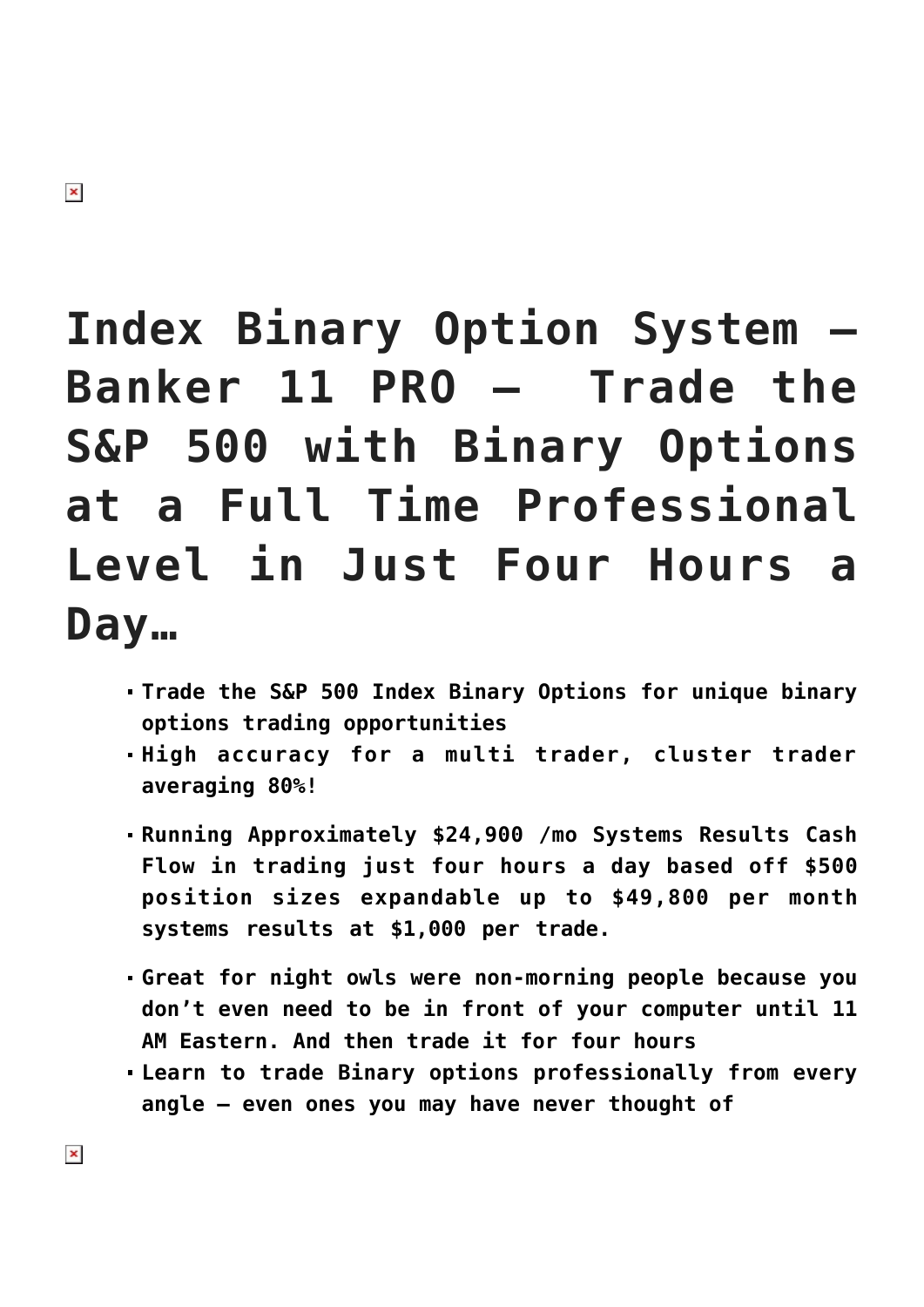# Index Binary Option System – Banker 11 PRO – Trade the S&P 500 with Binary Options at a Full Time Professional Level in Just Four Hours a Day…

- **Trade the S&P 500 Index Binary Options for unique binary options trading opportunities**
- **High accuracy for a multi trader, cluster trader averaging 80%!**
- **Running Approximately $24,900 /mo Systems Results Cash Flow in trading just four hours a day based off $500 position sizes expandable up to $49,800 per month systems results at $1,000 per trade.**
- **Great for night owls were non-morning people because you don't even need to be in front of your computer until 11 AM Eastern. And then trade it for four hours**
- **Learn to trade Binary options professionally from every angle – even ones you may have never thought of**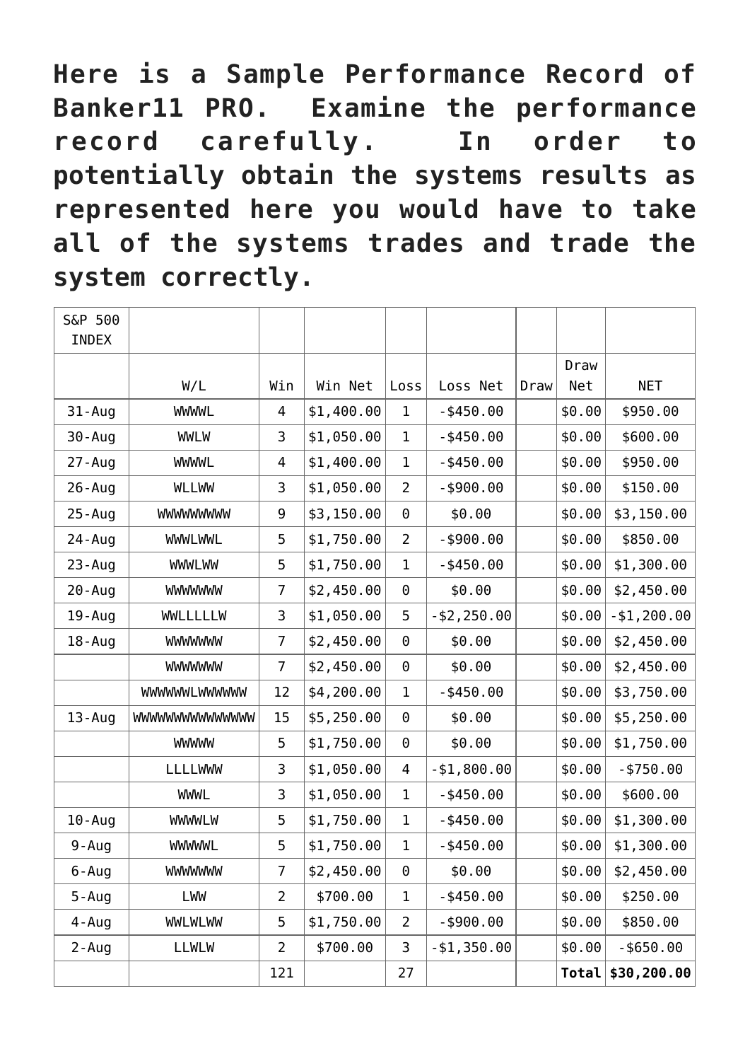**Here is a Sample Performance Record of Banker11 PRO. Examine the performance record carefully. In order to potentially obtain the systems results as represented here you would have to take all of the systems trades and trade the system correctly.**

| S&P 500 INDEX | | | | | | | | |
|---|---|---|---|---|---|---|---|---|
| | W/L | Win | Win Net | Loss | Loss Net | Draw | Draw Net | NET |
| 31-Aug | WWWWL | 4 | $1,400.00 | 1 | -$450.00 | | $0.00 | $950.00 |
| 30-Aug | WWLW | 3 | $1,050.00 | 1 | -$450.00 | | $0.00 | $600.00 |
| 27-Aug | WWWWL | 4 | $1,400.00 | 1 | -$450.00 | | $0.00 | $950.00 |
| 26-Aug | WLLWW | 3 | $1,050.00 | 2 | -$900.00 | | $0.00 | $150.00 |
| 25-Aug | WWWWWWWWW | 9 | $3,150.00 | 0 | $0.00 | | $0.00 | $3,150.00 |
| 24-Aug | WWWLWWL | 5 | $1,750.00 | 2 | -$900.00 | | $0.00 | $850.00 |
| 23-Aug | WWWLWW | 5 | $1,750.00 | 1 | -$450.00 | | $0.00 | $1,300.00 |
| 20-Aug | WWWWWWW | 7 | $2,450.00 | 0 | $0.00 | | $0.00 | $2,450.00 |
| 19-Aug | WWLLLLLW | 3 | $1,050.00 | 5 | -$2,250.00 | | $0.00 | -$1,200.00 |
| 18-Aug | WWWWWWW | 7 | $2,450.00 | 0 | $0.00 | | $0.00 | $2,450.00 |
| | WWWWWWW | 7 | $2,450.00 | 0 | $0.00 | | $0.00 | $2,450.00 |
| | WWWWWWLWWWWWW | 12 | $4,200.00 | 1 | -$450.00 | | $0.00 | $3,750.00 |
| 13-Aug | WWWWWWWWWWWWWWW | 15 | $5,250.00 | 0 | $0.00 | | $0.00 | $5,250.00 |
| | WWWWW | 5 | $1,750.00 | 0 | $0.00 | | $0.00 | $1,750.00 |
| | LLLLWWW | 3 | $1,050.00 | 4 | -$1,800.00 | | $0.00 | -$750.00 |
| | WWWL | 3 | $1,050.00 | 1 | -$450.00 | | $0.00 | $600.00 |
| 10-Aug | WWWWLW | 5 | $1,750.00 | 1 | -$450.00 | | $0.00 | $1,300.00 |
| 9-Aug | WWWWWL | 5 | $1,750.00 | 1 | -$450.00 | | $0.00 | $1,300.00 |
| 6-Aug | WWWWWWW | 7 | $2,450.00 | 0 | $0.00 | | $0.00 | $2,450.00 |
| 5-Aug | LWW | 2 | $700.00 | 1 | -$450.00 | | $0.00 | $250.00 |
| 4-Aug | WWLWLWW | 5 | $1,750.00 | 2 | -$900.00 | | $0.00 | $850.00 |
| 2-Aug | LLWLW | 2 | $700.00 | 3 | -$1,350.00 | | $0.00 | -$650.00 |
| | | 121 | | 27 | | | **Total** | **$30,200.00** |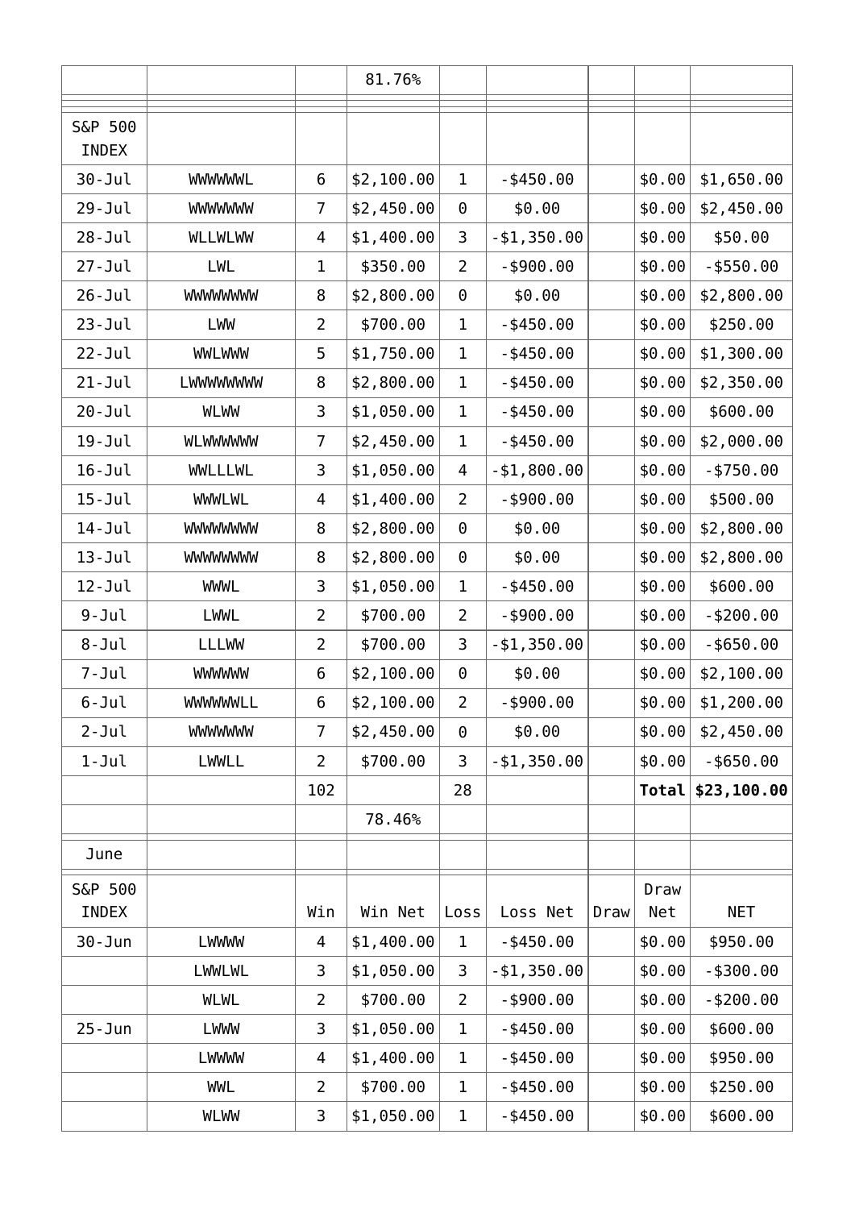| | | | 81.76% | | | | | |
|---|---|---|---|---|---|---|---|---|
| S&P 500 INDEX | | | | | | | | |
| 30-Jul | WWWWWWL | 6 | $2,100.00 | 1 | -$450.00 | | $0.00 | $1,650.00 |
| 29-Jul | WWWWWWW | 7 | $2,450.00 | 0 | $0.00 | | $0.00 | $2,450.00 |
| 28-Jul | WLLWLWW | 4 | $1,400.00 | 3 | -$1,350.00 | | $0.00 | $50.00 |
| 27-Jul | LWL | 1 | $350.00 | 2 | -$900.00 | | $0.00 | -$550.00 |
| 26-Jul | WWWWWWWW | 8 | $2,800.00 | 0 | $0.00 | | $0.00 | $2,800.00 |
| 23-Jul | LWW | 2 | $700.00 | 1 | -$450.00 | | $0.00 | $250.00 |
| 22-Jul | WWLWWW | 5 | $1,750.00 | 1 | -$450.00 | | $0.00 | $1,300.00 |
| 21-Jul | LWWWWWWWW | 8 | $2,800.00 | 1 | -$450.00 | | $0.00 | $2,350.00 |
| 20-Jul | WLWW | 3 | $1,050.00 | 1 | -$450.00 | | $0.00 | $600.00 |
| 19-Jul | WLWWWWWW | 7 | $2,450.00 | 1 | -$450.00 | | $0.00 | $2,000.00 |
| 16-Jul | WWLLLWL | 3 | $1,050.00 | 4 | -$1,800.00 | | $0.00 | -$750.00 |
| 15-Jul | WWWLWL | 4 | $1,400.00 | 2 | -$900.00 | | $0.00 | $500.00 |
| 14-Jul | WWWWWWWW | 8 | $2,800.00 | 0 | $0.00 | | $0.00 | $2,800.00 |
| 13-Jul | WWWWWWWW | 8 | $2,800.00 | 0 | $0.00 | | $0.00 | $2,800.00 |
| 12-Jul | WWWL | 3 | $1,050.00 | 1 | -$450.00 | | $0.00 | $600.00 |
| 9-Jul | LWWL | 2 | $700.00 | 2 | -$900.00 | | $0.00 | -$200.00 |
| 8-Jul | LLLWW | 2 | $700.00 | 3 | -$1,350.00 | | $0.00 | -$650.00 |
| 7-Jul | WWWWWW | 6 | $2,100.00 | 0 | $0.00 | | $0.00 | $2,100.00 |
| 6-Jul | WWWWWWLL | 6 | $2,100.00 | 2 | -$900.00 | | $0.00 | $1,200.00 |
| 2-Jul | WWWWWWW | 7 | $2,450.00 | 0 | $0.00 | | $0.00 | $2,450.00 |
| 1-Jul | LWWLL | 2 | $700.00 | 3 | -$1,350.00 | | $0.00 | -$650.00 |
| | | 102 | | 28 | | | **Total** | **$23,100.00** |
| | | | 78.46% | | | | | |
| June | | | | | | | | |
| S&P 500 INDEX | | Win | Win Net | Loss | Loss Net | Draw | Draw Net | NET |
| 30-Jun | LWWWW | 4 | $1,400.00 | 1 | -$450.00 | | $0.00 | $950.00 |
| | LWWLWL | 3 | $1,050.00 | 3 | -$1,350.00 | | $0.00 | -$300.00 |
| | WLWL | 2 | $700.00 | 2 | -$900.00 | | $0.00 | -$200.00 |
| 25-Jun | LWWW | 3 | $1,050.00 | 1 | -$450.00 | | $0.00 | $600.00 |
| | LWWWW | 4 | $1,400.00 | 1 | -$450.00 | | $0.00 | $950.00 |
| | WWL | 2 | $700.00 | 1 | -$450.00 | | $0.00 | $250.00 |
| | WLWW | 3 | $1,050.00 | 1 | -$450.00 | | $0.00 | $600.00 |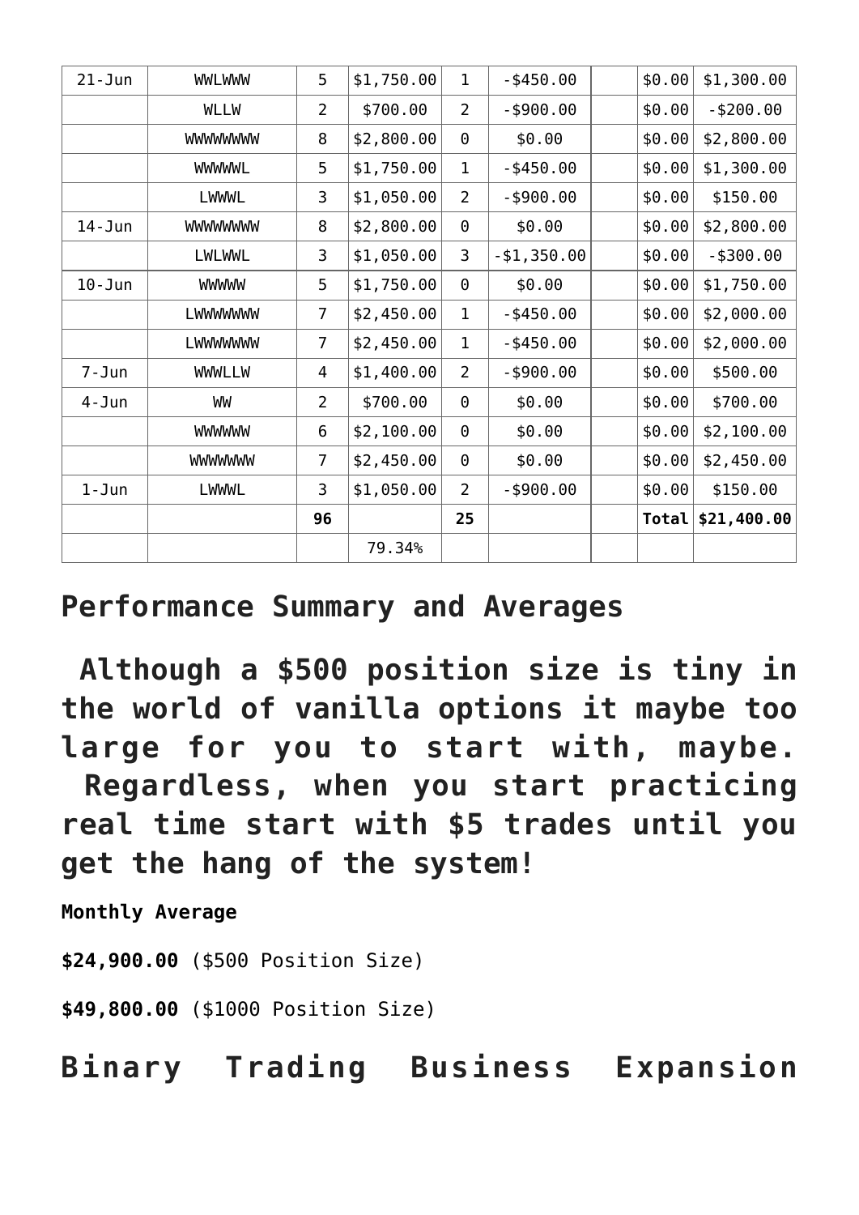| 21-Jun | WWLWWW | 5 | $1,750.00 | 1 | -$450.00 | | $0.00 | $1,300.00 |
|---|---|---|---|---|---|---|---|---|
| | WLLW | 2 | $700.00 | 2 | -$900.00 | | $0.00 | -$200.00 |
| | WWWWWWWW | 8 | $2,800.00 | 0 | $0.00 | | $0.00 | $2,800.00 |
| | WWWWWL | 5 | $1,750.00 | 1 | -$450.00 | | $0.00 | $1,300.00 |
| | LWWWL | 3 | $1,050.00 | 2 | -$900.00 | | $0.00 | $150.00 |
| 14-Jun | WWWWWWWW | 8 | $2,800.00 | 0 | $0.00 | | $0.00 | $2,800.00 |
| | LWLWWL | 3 | $1,050.00 | 3 | -$1,350.00 | | $0.00 | -$300.00 |
| 10-Jun | WWWWW | 5 | $1,750.00 | 0 | $0.00 | | $0.00 | $1,750.00 |
| | LWWWWWWW | 7 | $2,450.00 | 1 | -$450.00 | | $0.00 | $2,000.00 |
| | LWWWWWWW | 7 | $2,450.00 | 1 | -$450.00 | | $0.00 | $2,000.00 |
| 7-Jun | WWWLLW | 4 | $1,400.00 | 2 | -$900.00 | | $0.00 | $500.00 |
| 4-Jun | WW | 2 | $700.00 | 0 | $0.00 | | $0.00 | $700.00 |
| | WWWWWW | 6 | $2,100.00 | 0 | $0.00 | | $0.00 | $2,100.00 |
| | WWWWWWW | 7 | $2,450.00 | 0 | $0.00 | | $0.00 | $2,450.00 |
| 1-Jun | LWWWL | 3 | $1,050.00 | 2 | -$900.00 | | $0.00 | $150.00 |
| | | **96** | | **25** | | | **Total** | **$21,400.00** |
| | | | 79.34% | | | | | |

## Performance Summary and Averages

**Although a $500 position size is tiny in the world of vanilla options it maybe too large for you to start with, maybe. Regardless, when you start practicing real time start with $5 trades until you get the hang of the system!**

**Monthly Average**

**$24,900.00** ($500 Position Size)

**$49,800.00** ($1000 Position Size)

## Binary Trading Business Expansion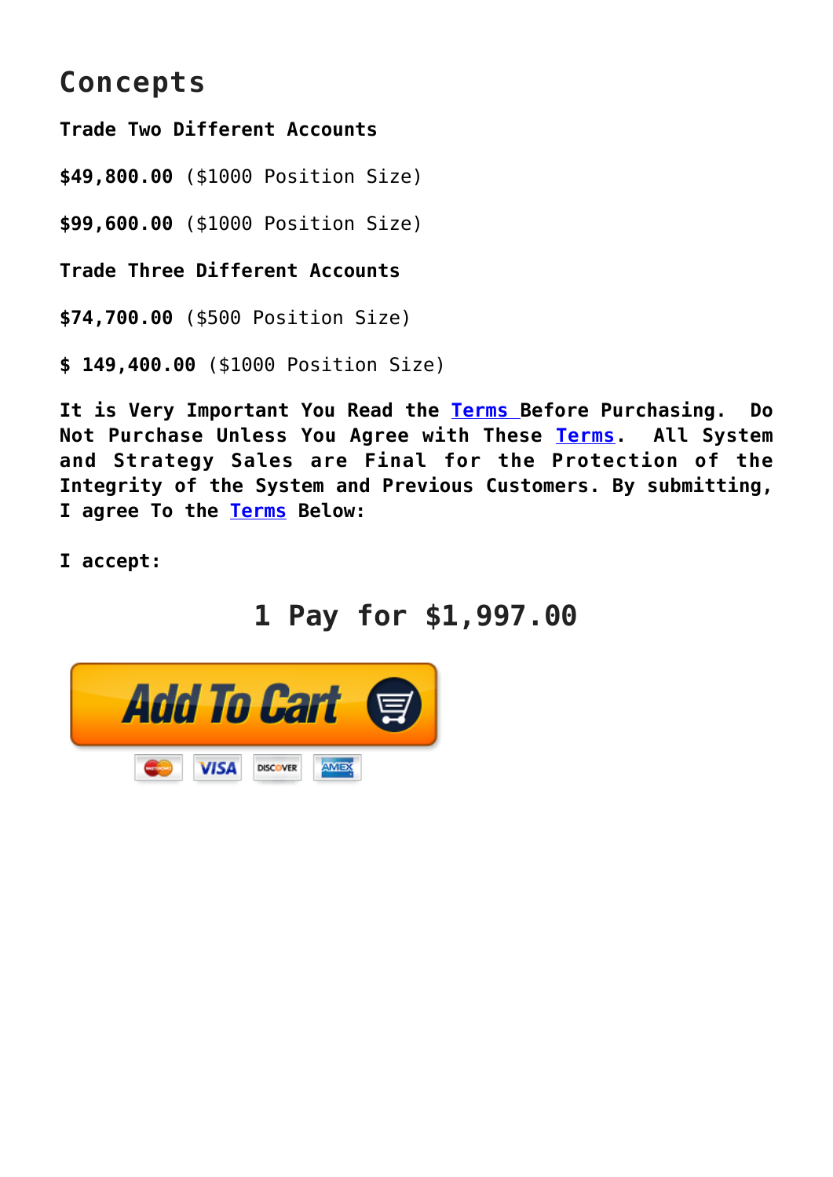# Concepts

**Trade Two Different Accounts**

**$49,800.00** ($1000 Position Size)

**$99,600.00** ($1000 Position Size)

**Trade Three Different Accounts**

**$74,700.00** ($500 Position Size)

**$ 149,400.00** ($1000 Position Size)

**It is Very Important You Read the Terms Before Purchasing. Do Not Purchase Unless You Agree with These Terms. All System and Strategy Sales are Final for the Protection of the Integrity of the System and Previous Customers. By submitting, I agree To the Terms Below:**

**I accept:**

## 1 Pay for $1,997.00

Add To Cart